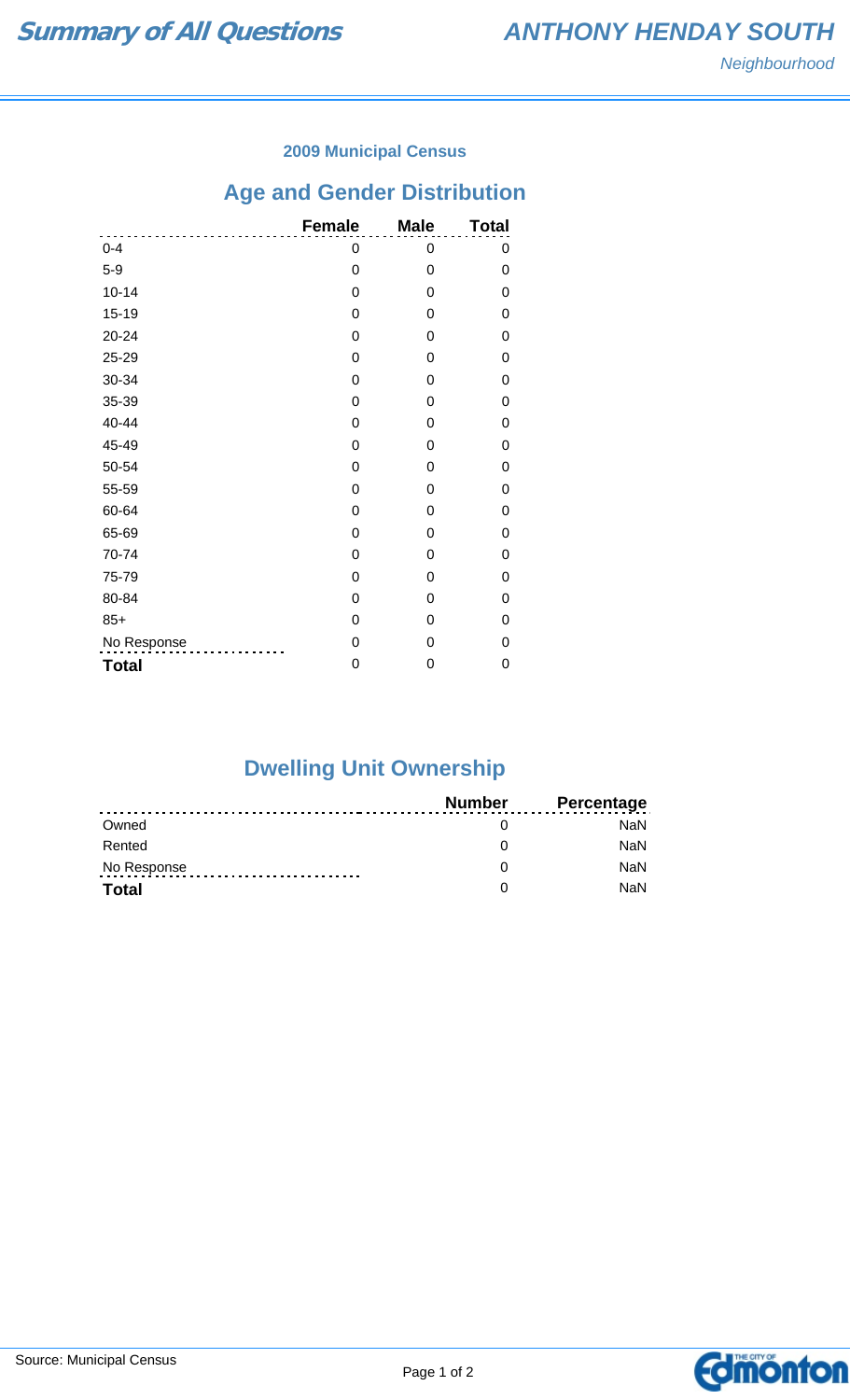# Summary of All Questions

## ANTHONY HENDAY SOUTH

*Neighbourhood*

### 2009 Municipal Census

## Age and Gender Distribution

| | Female | Male | Total |
|---|---|---|---|
| 0-4 | 0 | 0 | 0 |
| 5-9 | 0 | 0 | 0 |
| 10-14 | 0 | 0 | 0 |
| 15-19 | 0 | 0 | 0 |
| 20-24 | 0 | 0 | 0 |
| 25-29 | 0 | 0 | 0 |
| 30-34 | 0 | 0 | 0 |
| 35-39 | 0 | 0 | 0 |
| 40-44 | 0 | 0 | 0 |
| 45-49 | 0 | 0 | 0 |
| 50-54 | 0 | 0 | 0 |
| 55-59 | 0 | 0 | 0 |
| 60-64 | 0 | 0 | 0 |
| 65-69 | 0 | 0 | 0 |
| 70-74 | 0 | 0 | 0 |
| 75-79 | 0 | 0 | 0 |
| 80-84 | 0 | 0 | 0 |
| 85+ | 0 | 0 | 0 |
| No Response | 0 | 0 | 0 |
| **Total** | 0 | 0 | 0 |

## Dwelling Unit Ownership

| | Number | Percentage |
|---|---|---|
| Owned | 0 | NaN |
| Rented | 0 | NaN |
| No Response | 0 | NaN |
| **Total** | 0 | NaN |

Source: Municipal Census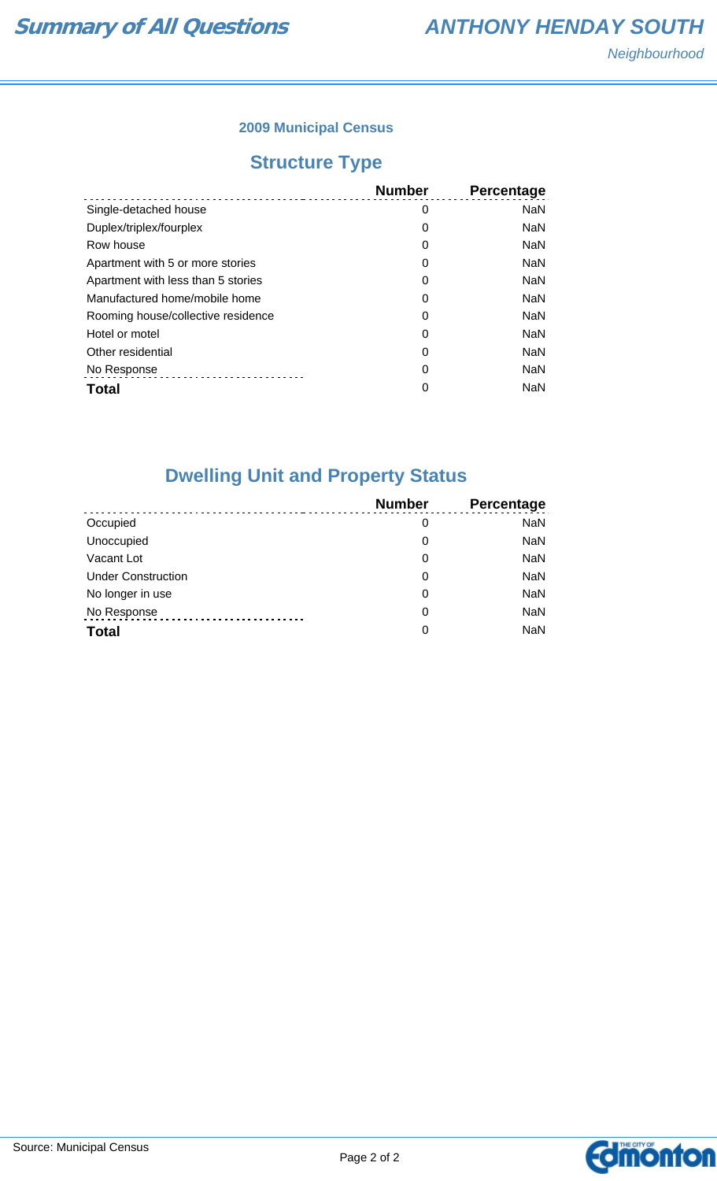# Summary of All Questions

## ANTHONY HENDAY SOUTH

*Neighbourhood*

**2009 Municipal Census**

## Structure Type

| | Number | Percentage |
|---|---|---|
| Single-detached house | 0 | NaN |
| Duplex/triplex/fourplex | 0 | NaN |
| Row house | 0 | NaN |
| Apartment with 5 or more stories | 0 | NaN |
| Apartment with less than 5 stories | 0 | NaN |
| Manufactured home/mobile home | 0 | NaN |
| Rooming house/collective residence | 0 | NaN |
| Hotel or motel | 0 | NaN |
| Other residential | 0 | NaN |
| No Response | 0 | NaN |
| **Total** | 0 | NaN |

## Dwelling Unit and Property Status

| | Number | Percentage |
|---|---|---|
| Occupied | 0 | NaN |
| Unoccupied | 0 | NaN |
| Vacant Lot | 0 | NaN |
| Under Construction | 0 | NaN |
| No longer in use | 0 | NaN |
| No Response | 0 | NaN |
| **Total** | 0 | NaN |

Source: Municipal Census